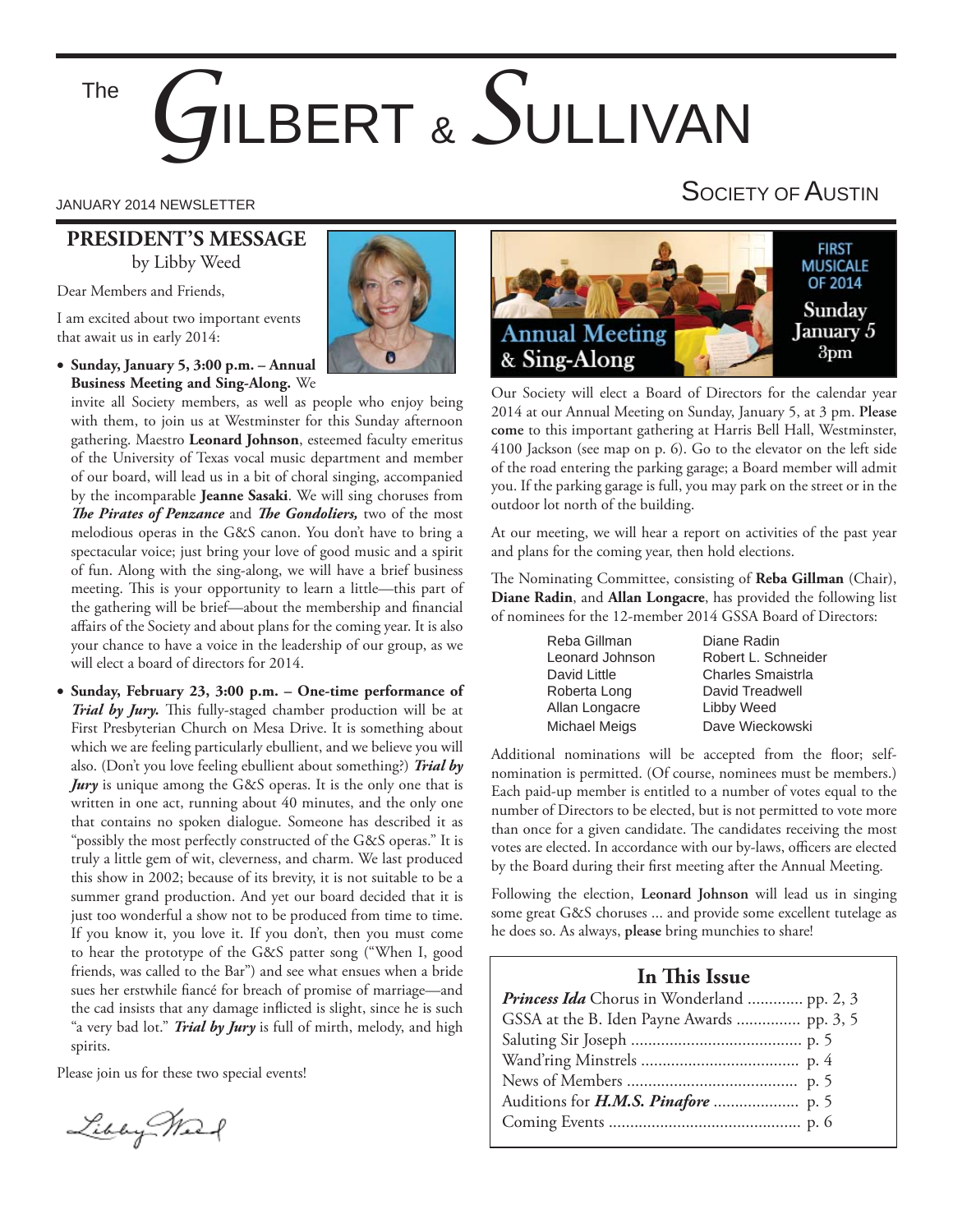# The Gilbert & Sullivan Society of Austin

JANUARY 2014 NEWSLETTER

## PRESIDENT'S MESSAGE

by Libby Weed

Dear Members and Friends,

I am excited about two important events that await us in early 2014:

- **Sunday, January 5, 3:00 p.m. – Annual Business Meeting and Sing-Along.** We invite all Society members, as well as people who enjoy being with them, to join us at Westminster for this Sunday afternoon gathering. Maestro **Leonard Johnson**, esteemed faculty emeritus of the University of Texas vocal music department and member of our board, will lead us in a bit of choral singing, accompanied by the incomparable **Jeanne Sasaki**. We will sing choruses from ***The Pirates of Penzance*** and ***The Gondoliers,*** two of the most melodious operas in the G&S canon. You don't have to bring a spectacular voice; just bring your love of good music and a spirit of fun. Along with the sing-along, we will have a brief business meeting. This is your opportunity to learn a little—this part of the gathering will be brief—about the membership and financial affairs of the Society and about plans for the coming year. It is also your chance to have a voice in the leadership of our group, as we will elect a board of directors for 2014.

- **Sunday, February 23, 3:00 p.m. – One-time performance of *Trial by Jury.*** This fully-staged chamber production will be at First Presbyterian Church on Mesa Drive. It is something about which we are feeling particularly ebullient, and we believe you will also. (Don't you love feeling ebullient about something?) ***Trial by Jury*** is unique among the G&S operas. It is the only one that is written in one act, running about 40 minutes, and the only one that contains no spoken dialogue. Someone has described it as "possibly the most perfectly constructed of the G&S operas." It is truly a little gem of wit, cleverness, and charm. We last produced this show in 2002; because of its brevity, it is not suitable to be a summer grand production. And yet our board decided that it is just too wonderful a show not to be produced from time to time. If you know it, you love it. If you don't, then you must come to hear the prototype of the G&S patter song ("When I, good friends, was called to the Bar") and see what ensues when a bride sues her erstwhile fiancé for breach of promise of marriage—and the cad insists that any damage inflicted is slight, since he is such "a very bad lot." ***Trial by Jury*** is full of mirth, melody, and high spirits.

Please join us for these two special events!

*Libby Weed*

## Annual Meeting & Sing-Along

FIRST MUSICALE OF 2014
Sunday January 5
3pm

Our Society will elect a Board of Directors for the calendar year 2014 at our Annual Meeting on Sunday, January 5, at 3 pm. **Please come** to this important gathering at Harris Bell Hall, Westminster, 4100 Jackson (see map on p. 6). Go to the elevator on the left side of the road entering the parking garage; a Board member will admit you. If the parking garage is full, you may park on the street or in the outdoor lot north of the building.

At our meeting, we will hear a report on activities of the past year and plans for the coming year, then hold elections.

The Nominating Committee, consisting of **Reba Gillman** (Chair), **Diane Radin**, and **Allan Longacre**, has provided the following list of nominees for the 12-member 2014 GSSA Board of Directors:

| | |
|---|---|
| Reba Gillman | Diane Radin |
| Leonard Johnson | Robert L. Schneider |
| David Little | Charles Smaistrla |
| Roberta Long | David Treadwell |
| Allan Longacre | Libby Weed |
| Michael Meigs | Dave Wieckowski |

Additional nominations will be accepted from the floor; self-nomination is permitted. (Of course, nominees must be members.) Each paid-up member is entitled to a number of votes equal to the number of Directors to be elected, but is not permitted to vote more than once for a given candidate. The candidates receiving the most votes are elected. In accordance with our by-laws, officers are elected by the Board during their first meeting after the Annual Meeting.

Following the election, **Leonard Johnson** will lead us in singing some great G&S choruses ... and provide some excellent tutelage as he does so. As always, **please** bring munchies to share!

### In This Issue

- ***Princess Ida*** Chorus in Wonderland ............. pp. 2, 3
- GSSA at the B. Iden Payne Awards ............... pp. 3, 5
- Saluting Sir Joseph ........................................ p. 5
- Wand'ring Minstrels ..................................... p. 4
- News of Members ........................................ p. 5
- Auditions for ***H.M.S. Pinafore*** .................... p. 5
- Coming Events ............................................ p. 6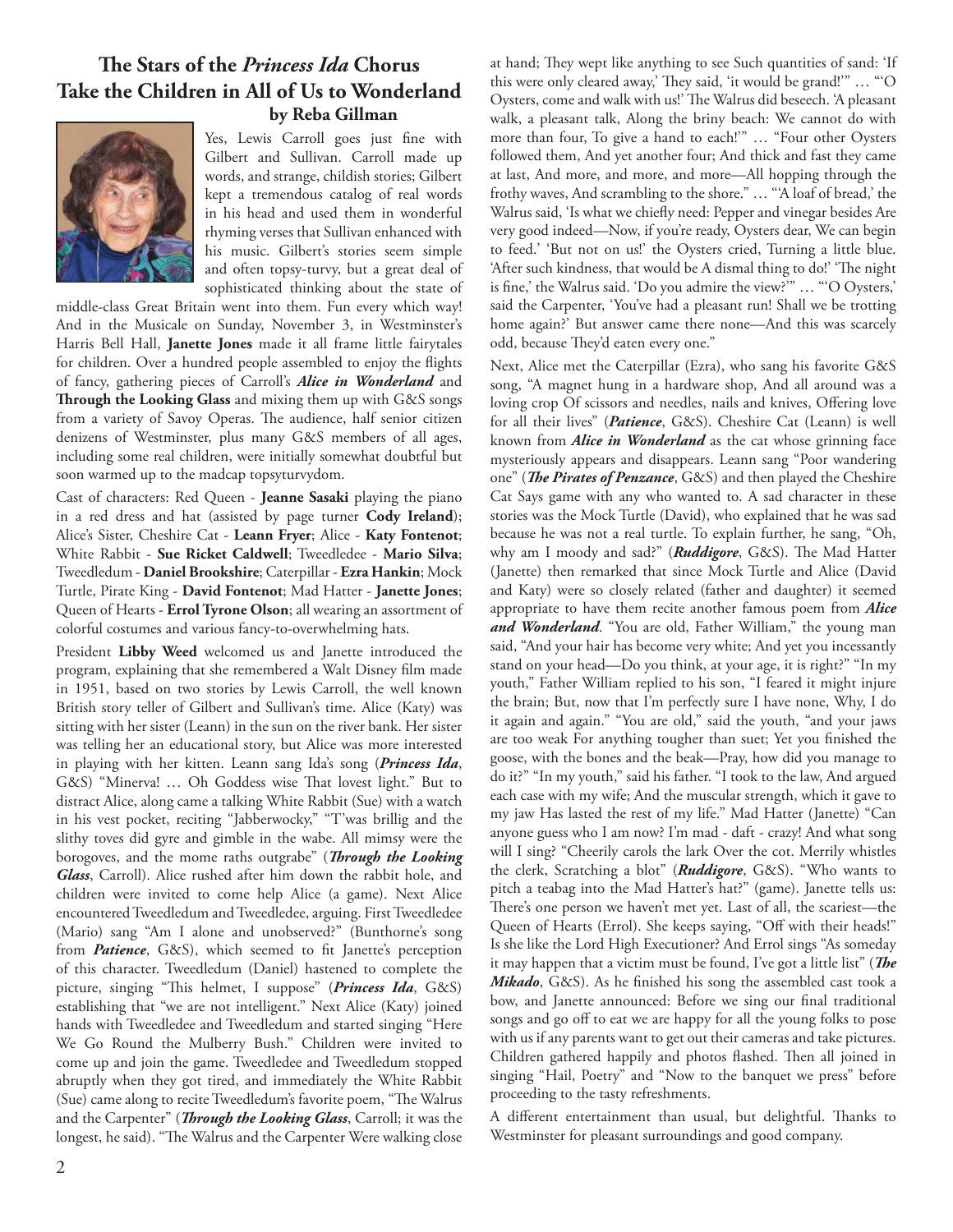## The Stars of the *Princess Ida* Chorus Take the Children in All of Us to Wonderland

**by Reba Gillman**

Yes, Lewis Carroll goes just fine with Gilbert and Sullivan. Carroll made up words, and strange, childish stories; Gilbert kept a tremendous catalog of real words in his head and used them in wonderful rhyming verses that Sullivan enhanced with his music. Gilbert's stories seem simple and often topsy-turvy, but a great deal of sophisticated thinking about the state of middle-class Great Britain went into them. Fun every which way! And in the Musicale on Sunday, November 3, in Westminster's Harris Bell Hall, **Janette Jones** made it all frame little fairytales for children. Over a hundred people assembled to enjoy the flights of fancy, gathering pieces of Carroll's ***Alice in Wonderland*** and **Through the Looking Glass** and mixing them up with G&S songs from a variety of Savoy Operas. The audience, half senior citizen denizens of Westminster, plus many G&S members of all ages, including some real children, were initially somewhat doubtful but soon warmed up to the madcap topsyturvydom.

Cast of characters: Red Queen - **Jeanne Sasaki** playing the piano in a red dress and hat (assisted by page turner **Cody Ireland**); Alice's Sister, Cheshire Cat - **Leann Fryer**; Alice - **Katy Fontenot**; White Rabbit - **Sue Ricket Caldwell**; Tweedledee - **Mario Silva**; Tweedledum - **Daniel Brookshire**; Caterpillar - **Ezra Hankin**; Mock Turtle, Pirate King - **David Fontenot**; Mad Hatter - **Janette Jones**; Queen of Hearts - **Errol Tyrone Olson**; all wearing an assortment of colorful costumes and various fancy-to-overwhelming hats.

President **Libby Weed** welcomed us and Janette introduced the program, explaining that she remembered a Walt Disney film made in 1951, based on two stories by Lewis Carroll, the well known British story teller of Gilbert and Sullivan's time. Alice (Katy) was sitting with her sister (Leann) in the sun on the river bank. Her sister was telling her an educational story, but Alice was more interested in playing with her kitten. Leann sang Ida's song (***Princess Ida***, G&S) "Minerva! … Oh Goddess wise That lovest light." But to distract Alice, along came a talking White Rabbit (Sue) with a watch in his vest pocket, reciting "Jabberwocky," "T'was brillig and the slithy toves did gyre and gimble in the wabe. All mimsy were the borogoves, and the mome raths outgrabe" (***Through the Looking Glass***, Carroll). Alice rushed after him down the rabbit hole, and children were invited to come help Alice (a game). Next Alice encountered Tweedledum and Tweedledee, arguing. First Tweedledee (Mario) sang "Am I alone and unobserved?" (Bunthorne's song from ***Patience***, G&S), which seemed to fit Janette's perception of this character. Tweedledum (Daniel) hastened to complete the picture, singing "This helmet, I suppose" (***Princess Ida***, G&S) establishing that "we are not intelligent." Next Alice (Katy) joined hands with Tweedledee and Tweedledum and started singing "Here We Go Round the Mulberry Bush." Children were invited to come up and join the game. Tweedledee and Tweedledum stopped abruptly when they got tired, and immediately the White Rabbit (Sue) came along to recite Tweedledum's favorite poem, "The Walrus and the Carpenter" (***Through the Looking Glass***, Carroll; it was the longest, he said). "The Walrus and the Carpenter Were walking close at hand; They wept like anything to see Such quantities of sand: 'If this were only cleared away,' They said, 'it would be grand!'" … "'O Oysters, come and walk with us!' The Walrus did beseech. 'A pleasant walk, a pleasant talk, Along the briny beach: We cannot do with more than four, To give a hand to each!'" … "Four other Oysters followed them, And yet another four; And thick and fast they came at last, And more, and more, and more—All hopping through the frothy waves, And scrambling to the shore." … "'A loaf of bread,' the Walrus said, 'Is what we chiefly need: Pepper and vinegar besides Are very good indeed—Now, if you're ready, Oysters dear, We can begin to feed.' 'But not on us!' the Oysters cried, Turning a little blue. 'After such kindness, that would be A dismal thing to do!' 'The night is fine,' the Walrus said. 'Do you admire the view?'" … "'O Oysters,' said the Carpenter, 'You've had a pleasant run! Shall we be trotting home again?' But answer came there none—And this was scarcely odd, because They'd eaten every one."

Next, Alice met the Caterpillar (Ezra), who sang his favorite G&S song, "A magnet hung in a hardware shop, And all around was a loving crop Of scissors and needles, nails and knives, Offering love for all their lives" (***Patience***, G&S). Cheshire Cat (Leann) is well known from ***Alice in Wonderland*** as the cat whose grinning face mysteriously appears and disappears. Leann sang "Poor wandering one" (***The Pirates of Penzance***, G&S) and then played the Cheshire Cat Says game with any who wanted to. A sad character in these stories was the Mock Turtle (David), who explained that he was sad because he was not a real turtle. To explain further, he sang, "Oh, why am I moody and sad?" (***Ruddigore***, G&S). The Mad Hatter (Janette) then remarked that since Mock Turtle and Alice (David and Katy) were so closely related (father and daughter) it seemed appropriate to have them recite another famous poem from ***Alice and Wonderland***. "You are old, Father William," the young man said, "And your hair has become very white; And yet you incessantly stand on your head—Do you think, at your age, it is right?" "In my youth," Father William replied to his son, "I feared it might injure the brain; But, now that I'm perfectly sure I have none, Why, I do it again and again." "You are old," said the youth, "and your jaws are too weak For anything tougher than suet; Yet you finished the goose, with the bones and the beak—Pray, how did you manage to do it?" "In my youth," said his father. "I took to the law, And argued each case with my wife; And the muscular strength, which it gave to my jaw Has lasted the rest of my life." Mad Hatter (Janette) "Can anyone guess who I am now? I'm mad - daft - crazy! And what song will I sing? "Cheerily carols the lark Over the cot. Merrily whistles the clerk, Scratching a blot" (***Ruddigore***, G&S). "Who wants to pitch a teabag into the Mad Hatter's hat?" (game). Janette tells us: There's one person we haven't met yet. Last of all, the scariest—the Queen of Hearts (Errol). She keeps saying, "Off with their heads!" Is she like the Lord High Executioner? And Errol sings "As someday it may happen that a victim must be found, I've got a little list" (***The Mikado***, G&S). As he finished his song the assembled cast took a bow, and Janette announced: Before we sing our final traditional songs and go off to eat we are happy for all the young folks to pose with us if any parents want to get out their cameras and take pictures. Children gathered happily and photos flashed. Then all joined in singing "Hail, Poetry" and "Now to the banquet we press" before proceeding to the tasty refreshments.

A different entertainment than usual, but delightful. Thanks to Westminster for pleasant surroundings and good company.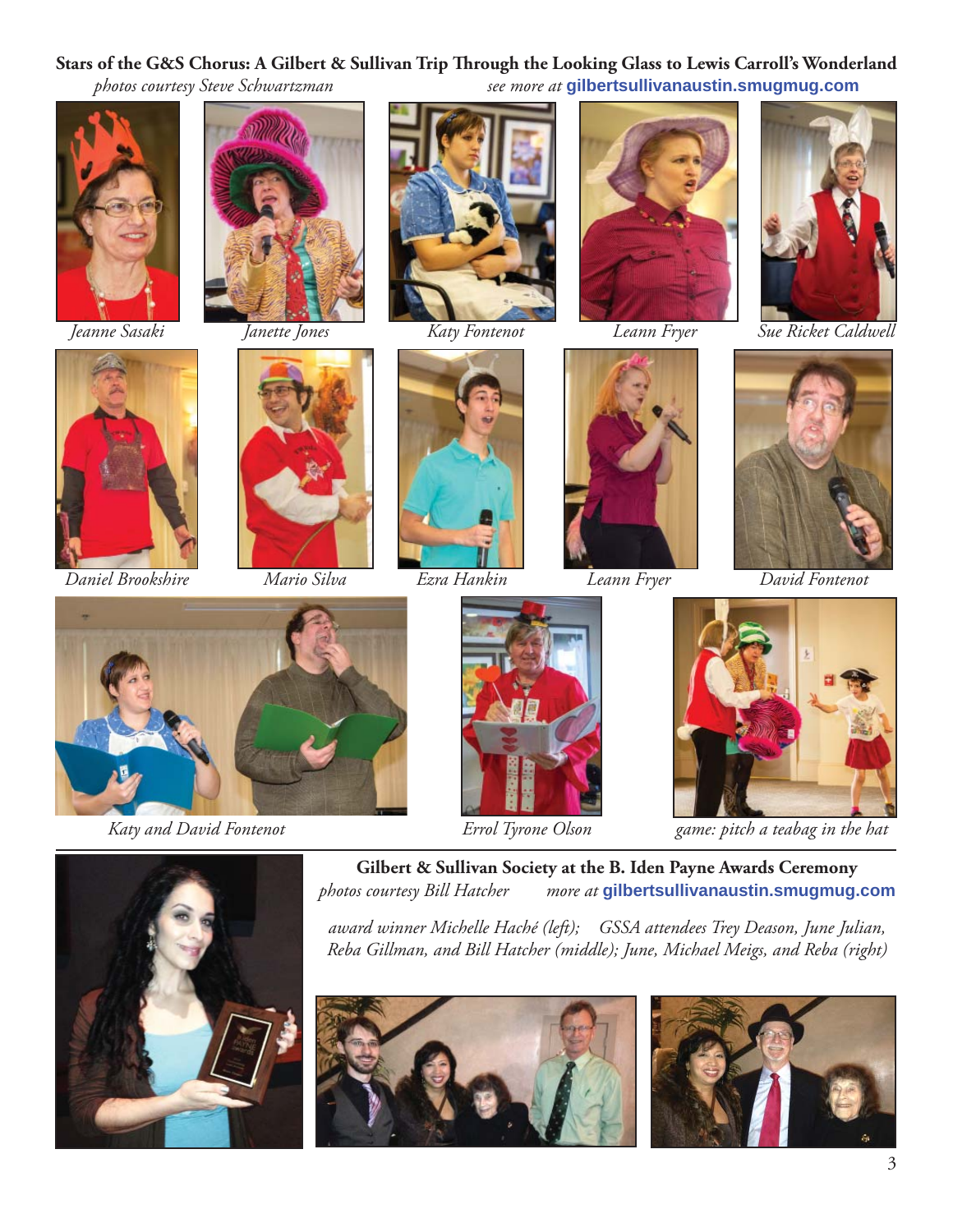**Stars of the G&S Chorus: A Gilbert & Sullivan Trip Through the Looking Glass to Lewis Carroll's Wonderland**

*photos courtesy Steve Schwartzman* *see more at* **gilbertsullivanaustin.smugmug.com**

*Jeanne Sasaki*

*Janette Jones*

*Katy Fontenot*

*Leann Fryer*

*Sue Ricket Caldwell*

*Daniel Brookshire*

*Mario Silva*

*Ezra Hankin*

*Leann Fryer*

*David Fontenot*

*Katy and David Fontenot*

*Errol Tyrone Olson*

*game: pitch a teabag in the hat*

---

**Gilbert & Sullivan Society at the B. Iden Payne Awards Ceremony**

*photos courtesy Bill Hatcher* *more at* **gilbertsullivanaustin.smugmug.com**

*award winner Michelle Haché (left); GSSA attendees Trey Deason, June Julian, Reba Gillman, and Bill Hatcher (middle); June, Michael Meigs, and Reba (right)*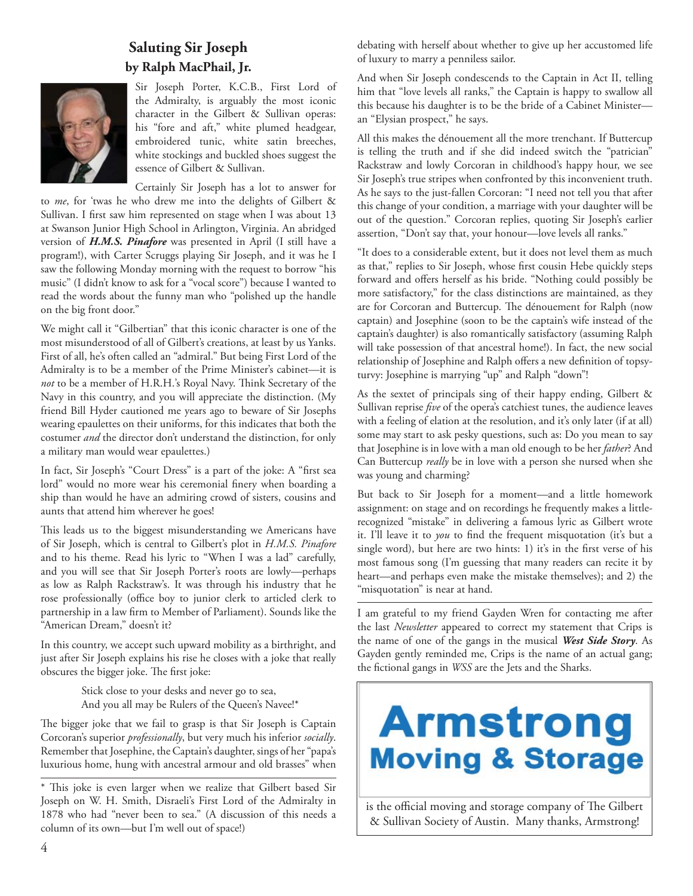## Saluting Sir Joseph
### by Ralph MacPhail, Jr.

Sir Joseph Porter, K.C.B., First Lord of the Admiralty, is arguably the most iconic character in the Gilbert & Sullivan operas: his "fore and aft," white plumed headgear, embroidered tunic, white satin breeches, white stockings and buckled shoes suggest the essence of Gilbert & Sullivan.

Certainly Sir Joseph has a lot to answer for to *me*, for 'twas he who drew me into the delights of Gilbert & Sullivan. I first saw him represented on stage when I was about 13 at Swanson Junior High School in Arlington, Virginia. An abridged version of ***H.M.S. Pinafore*** was presented in April (I still have a program!), with Carter Scruggs playing Sir Joseph, and it was he I saw the following Monday morning with the request to borrow "his music" (I didn't know to ask for a "vocal score") because I wanted to read the words about the funny man who "polished up the handle on the big front door."

We might call it "Gilbertian" that this iconic character is one of the most misunderstood of all of Gilbert's creations, at least by us Yanks. First of all, he's often called an "admiral." But being First Lord of the Admiralty is to be a member of the Prime Minister's cabinet—it is *not* to be a member of H.R.H.'s Royal Navy. Think Secretary of the Navy in this country, and you will appreciate the distinction. (My friend Bill Hyder cautioned me years ago to beware of Sir Josephs wearing epaulettes on their uniforms, for this indicates that both the costumer *and* the director don't understand the distinction, for only a military man would wear epaulettes.)

In fact, Sir Joseph's "Court Dress" is a part of the joke: A "first sea lord" would no more wear his ceremonial finery when boarding a ship than would he have an admiring crowd of sisters, cousins and aunts that attend him wherever he goes!

This leads us to the biggest misunderstanding we Americans have of Sir Joseph, which is central to Gilbert's plot in *H.M.S. Pinafore* and to his theme. Read his lyric to "When I was a lad" carefully, and you will see that Sir Joseph Porter's roots are lowly—perhaps as low as Ralph Rackstraw's. It was through his industry that he rose professionally (office boy to junior clerk to articled clerk to partnership in a law firm to Member of Parliament). Sounds like the "American Dream," doesn't it?

In this country, we accept such upward mobility as a birthright, and just after Sir Joseph explains his rise he closes with a joke that really obscures the bigger joke. The first joke:

> Stick close to your desks and never go to sea,
> And you all may be Rulers of the Queen's Navee!*

The bigger joke that we fail to grasp is that Sir Joseph is Captain Corcoran's superior *professionally*, but very much his inferior *socially*. Remember that Josephine, the Captain's daughter, sings of her "papa's luxurious home, hung with ancestral armour and old brasses" when debating with herself about whether to give up her accustomed life of luxury to marry a penniless sailor.

And when Sir Joseph condescends to the Captain in Act II, telling him that "love levels all ranks," the Captain is happy to swallow all this because his daughter is to be the bride of a Cabinet Minister—an "Elysian prospect," he says.

All this makes the dénouement all the more trenchant. If Buttercup is telling the truth and if she did indeed switch the "patrician" Rackstraw and lowly Corcoran in childhood's happy hour, we see Sir Joseph's true stripes when confronted by this inconvenient truth. As he says to the just-fallen Corcoran: "I need not tell you that after this change of your condition, a marriage with your daughter will be out of the question." Corcoran replies, quoting Sir Joseph's earlier assertion, "Don't say that, your honour—love levels all ranks."

"It does to a considerable extent, but it does not level them as much as that," replies to Sir Joseph, whose first cousin Hebe quickly steps forward and offers herself as his bride. "Nothing could possibly be more satisfactory," for the class distinctions are maintained, as they are for Corcoran and Buttercup. The dénouement for Ralph (now captain) and Josephine (soon to be the captain's wife instead of the captain's daughter) is also romantically satisfactory (assuming Ralph will take possession of that ancestral home!). In fact, the new social relationship of Josephine and Ralph offers a new definition of topsy-turvy: Josephine is marrying "up" and Ralph "down"!

As the sextet of principals sing of their happy ending, Gilbert & Sullivan reprise *five* of the opera's catchiest tunes, the audience leaves with a feeling of elation at the resolution, and it's only later (if at all) some may start to ask pesky questions, such as: Do you mean to say that Josephine is in love with a man old enough to be her *father*? And Can Buttercup *really* be in love with a person she nursed when she was young and charming?

But back to Sir Joseph for a moment—and a little homework assignment: on stage and on recordings he frequently makes a little-recognized "mistake" in delivering a famous lyric as Gilbert wrote it. I'll leave it to *you* to find the frequent misquotation (it's but a single word), but here are two hints: 1) it's in the first verse of his most famous song (I'm guessing that many readers can recite it by heart—and perhaps even make the mistake themselves); and 2) the "misquotation" is near at hand.

---

\* This joke is even larger when we realize that Gilbert based Sir Joseph on W. H. Smith, Disraeli's First Lord of the Admiralty in 1878 who had "never been to sea." (A discussion of this needs a column of its own—but I'm well out of space!)

---

I am grateful to my friend Gayden Wren for contacting me after the last *Newsletter* appeared to correct my statement that Crips is the name of one of the gangs in the musical ***West Side Story***. As Gayden gently reminded me, Crips is the name of an actual gang; the fictional gangs in *WSS* are the Jets and the Sharks.

---

**Armstrong Moving & Storage**

is the official moving and storage company of The Gilbert & Sullivan Society of Austin. Many thanks, Armstrong!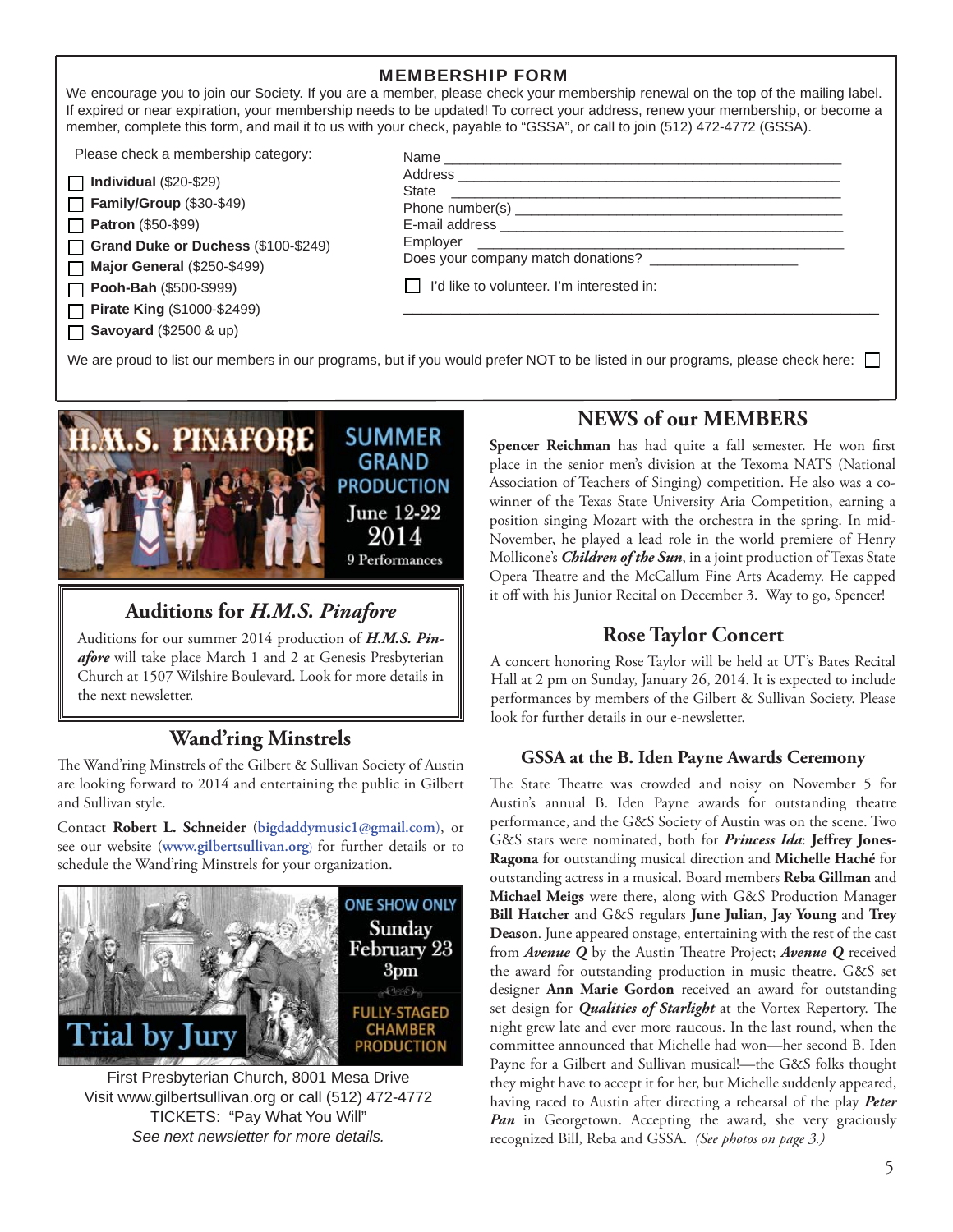## MEMBERSHIP FORM

We encourage you to join our Society. If you are a member, please check your membership renewal on the top of the mailing label. If expired or near expiration, your membership needs to be updated! To correct your address, renew your membership, or become a member, complete this form, and mail it to us with your check, payable to "GSSA", or call to join (512) 472-4772 (GSSA).

Please check a membership category:

- ☐ **Individual** ($20-$29)
- ☐ **Family/Group** ($30-$49)
- ☐ **Patron** ($50-$99)
- ☐ **Grand Duke or Duchess** ($100-$249)
- ☐ **Major General** ($250-$499)
- ☐ **Pooh-Bah** ($500-$999)
- ☐ **Pirate King** ($1000-$2499)
- ☐ **Savoyard** ($2500 & up)

Name ______________________________________________

Address ____________________________________________

State ______________________________________________

Phone number(s) _____________________________________

E-mail address _______________________________________

Employer ___________________________________________

Does your company match donations? _________________

☐ I'd like to volunteer. I'm interested in:

____________________________________________________

We are proud to list our members in our programs, but if you would prefer NOT to be listed in our programs, please check here: ☐

**H.M.S. PINAFORE**

SUMMER GRAND PRODUCTION

June 12-22 2014

9 Performances

## Auditions for *H.M.S. Pinafore*

Auditions for our summer 2014 production of ***H.M.S. Pinafore*** will take place March 1 and 2 at Genesis Presbyterian Church at 1507 Wilshire Boulevard. Look for more details in the next newsletter.

## Wand'ring Minstrels

The Wand'ring Minstrels of the Gilbert & Sullivan Society of Austin are looking forward to 2014 and entertaining the public in Gilbert and Sullivan style.

Contact **Robert L. Schneider** (**bigdaddymusic1@gmail.com**), or see our website (**www.gilbertsullivan.org**) for further details or to schedule the Wand'ring Minstrels for your organization.

**Trial by Jury**

ONE SHOW ONLY

Sunday February 23 3pm

FULLY-STAGED CHAMBER PRODUCTION

First Presbyterian Church, 8001 Mesa Drive
Visit www.gilbertsullivan.org or call (512) 472-4772
TICKETS: "Pay What You Will"
*See next newsletter for more details.*

## NEWS of our MEMBERS

**Spencer Reichman** has had quite a fall semester. He won first place in the senior men's division at the Texoma NATS (National Association of Teachers of Singing) competition. He also was a co-winner of the Texas State University Aria Competition, earning a position singing Mozart with the orchestra in the spring. In mid-November, he played a lead role in the world premiere of Henry Mollicone's ***Children of the Sun***, in a joint production of Texas State Opera Theatre and the McCallum Fine Arts Academy. He capped it off with his Junior Recital on December 3. Way to go, Spencer!

## Rose Taylor Concert

A concert honoring Rose Taylor will be held at UT's Bates Recital Hall at 2 pm on Sunday, January 26, 2014. It is expected to include performances by members of the Gilbert & Sullivan Society. Please look for further details in our e-newsletter.

### GSSA at the B. Iden Payne Awards Ceremony

The State Theatre was crowded and noisy on November 5 for Austin's annual B. Iden Payne awards for outstanding theatre performance, and the G&S Society of Austin was on the scene. Two G&S stars were nominated, both for ***Princess Ida***: **Jeffrey Jones-Ragona** for outstanding musical direction and **Michelle Haché** for outstanding actress in a musical. Board members **Reba Gillman** and **Michael Meigs** were there, along with G&S Production Manager **Bill Hatcher** and G&S regulars **June Julian**, **Jay Young** and **Trey Deason**. June appeared onstage, entertaining with the rest of the cast from ***Avenue Q*** by the Austin Theatre Project; ***Avenue Q*** received the award for outstanding production in music theatre. G&S set designer **Ann Marie Gordon** received an award for outstanding set design for ***Qualities of Starlight*** at the Vortex Repertory. The night grew late and ever more raucous. In the last round, when the committee announced that Michelle had won—her second B. Iden Payne for a Gilbert and Sullivan musical!—the G&S folks thought they might have to accept it for her, but Michelle suddenly appeared, having raced to Austin after directing a rehearsal of the play ***Peter Pan*** in Georgetown. Accepting the award, she very graciously recognized Bill, Reba and GSSA. *(See photos on page 3.)*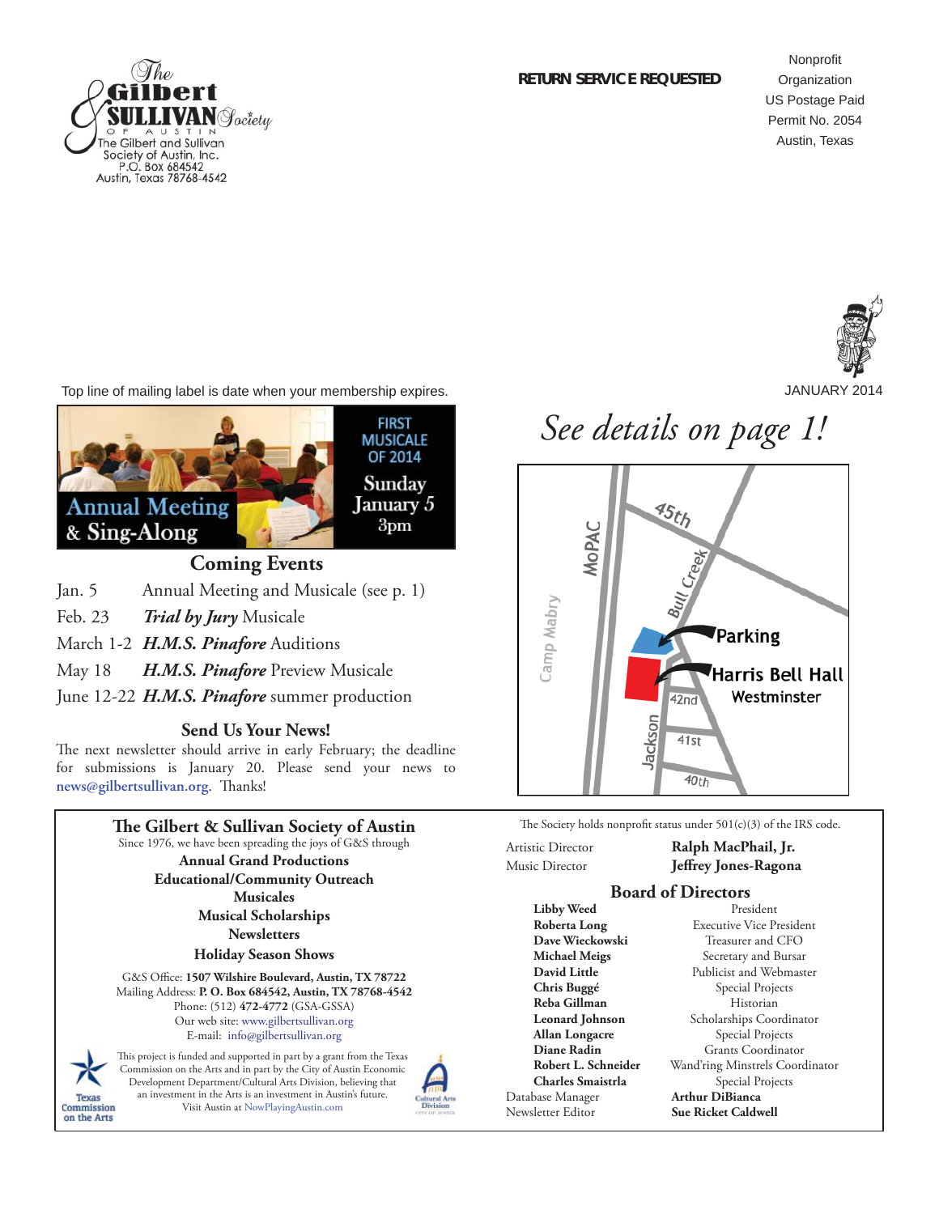The Gilbert & Sullivan Society of Austin
The Gilbert and Sullivan Society of Austin, Inc.
P.O. Box 684542
Austin, Texas 78768-4542

**RETURN SERVICE REQUESTED**

Nonprofit Organization
US Postage Paid
Permit No. 2054
Austin, Texas

Top line of mailing label is date when your membership expires.

JANUARY 2014

Annual Meeting & Sing-Along

FIRST MUSICALE OF 2014
Sunday January 5
3pm

*See details on page 1!*

MoPAC
Camp Mabry
45th
Bull Creek
Parking
Harris Bell Hall
Westminster
42nd
Jackson
41st
40th

## Coming Events

| | |
|---|---|
| Jan. 5 | Annual Meeting and Musicale (see p. 1) |
| Feb. 23 | ***Trial by Jury*** Musicale |
| March 1-2 | ***H.M.S. Pinafore*** Auditions |
| May 18 | ***H.M.S. Pinafore*** Preview Musicale |
| June 12-22 | ***H.M.S. Pinafore*** summer production |

### Send Us Your News!

The next newsletter should arrive in early February; the deadline for submissions is January 20. Please send your news to **news@gilbertsullivan.org**. Thanks!

## The Gilbert & Sullivan Society of Austin

Since 1976, we have been spreading the joys of G&S through

**Annual Grand Productions**
**Educational/Community Outreach**
**Musicales**
**Musical Scholarships**
**Newsletters**
**Holiday Season Shows**

G&S Office: **1507 Wilshire Boulevard, Austin, TX 78722**
Mailing Address: **P. O. Box 684542, Austin, TX 78768-4542**
Phone: (512) **472-4772** (GSA-GSSA)
Our web site: www.gilbertsullivan.org
E-mail: info@gilbertsullivan.org

Texas Commission on the Arts

This project is funded and supported in part by a grant from the Texas Commission on the Arts and in part by the City of Austin Economic Development Department/Cultural Arts Division, believing that an investment in the Arts is an investment in Austin's future. Visit Austin at NowPlayingAustin.com

Cultural Arts Division

The Society holds nonprofit status under 501(c)(3) of the IRS code.

| | |
|---|---|
| Artistic Director | **Ralph MacPhail, Jr.** |
| Music Director | **Jeffrey Jones-Ragona** |

### Board of Directors

| | |
|---|---|
| **Libby Weed** | President |
| **Roberta Long** | Executive Vice President |
| **Dave Wieckowski** | Treasurer and CFO |
| **Michael Meigs** | Secretary and Bursar |
| **David Little** | Publicist and Webmaster |
| **Chris Buggé** | Special Projects |
| **Reba Gillman** | Historian |
| **Leonard Johnson** | Scholarships Coordinator |
| **Allan Longacre** | Special Projects |
| **Diane Radin** | Grants Coordinator |
| **Robert L. Schneider** | Wand'ring Minstrels Coordinator |
| **Charles Smaistrla** | Special Projects |
| Database Manager | **Arthur DiBianca** |
| Newsletter Editor | **Sue Ricket Caldwell** |